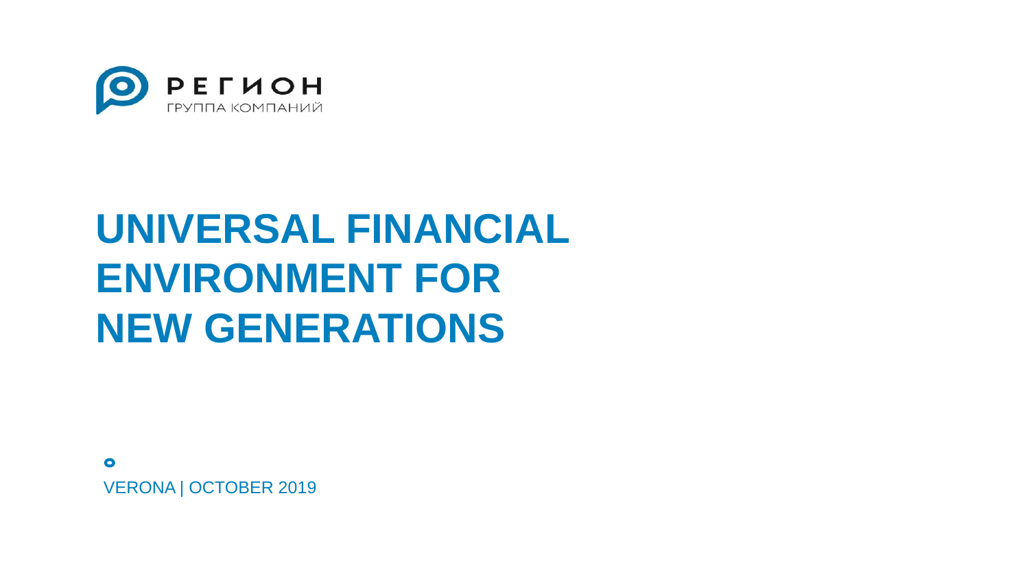РЕГИОН
ГРУППА КОМПАНИЙ

# UNIVERSAL FINANCIAL ENVIRONMENT FOR NEW GENERATIONS

VERONA | OCTOBER 2019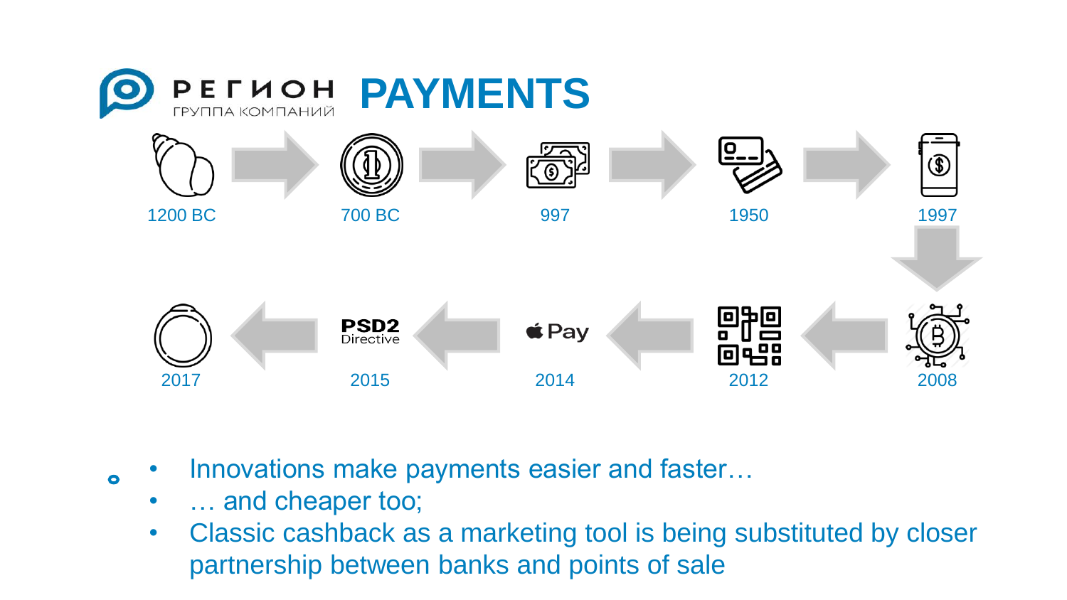# РЕГИОН ГРУППА КОМПАНИЙ PAYMENTS

1200 BC → 700 BC → 997 → 1950 → 1997 → 2008 → 2012 → 2014 → 2015 → 2017

Pay

PSD2 Directive

- Innovations make payments easier and faster…
- … and cheaper too;
- Classic cashback as a marketing tool is being substituted by closer partnership between banks and points of sale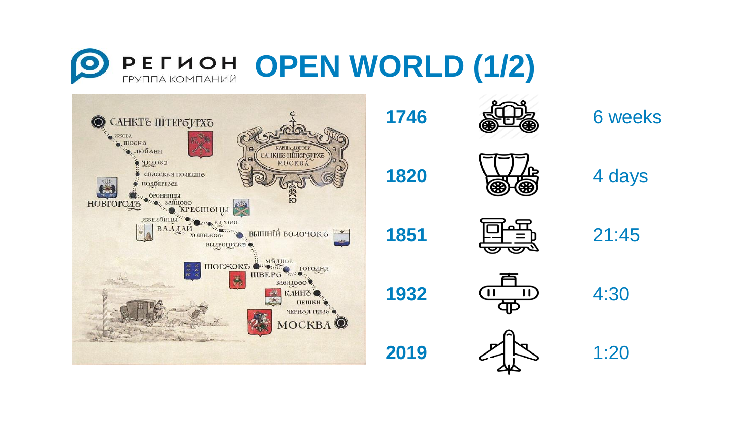# РЕГИОН ГРУППА КОМПАНИЙ OPEN WORLD (1/2)

| Year | Travel time |
| --- | --- |
| 1746 | 6 weeks |
| 1820 | 4 days |
| 1851 | 21:45 |
| 1932 | 4:30 |
| 2019 | 1:20 |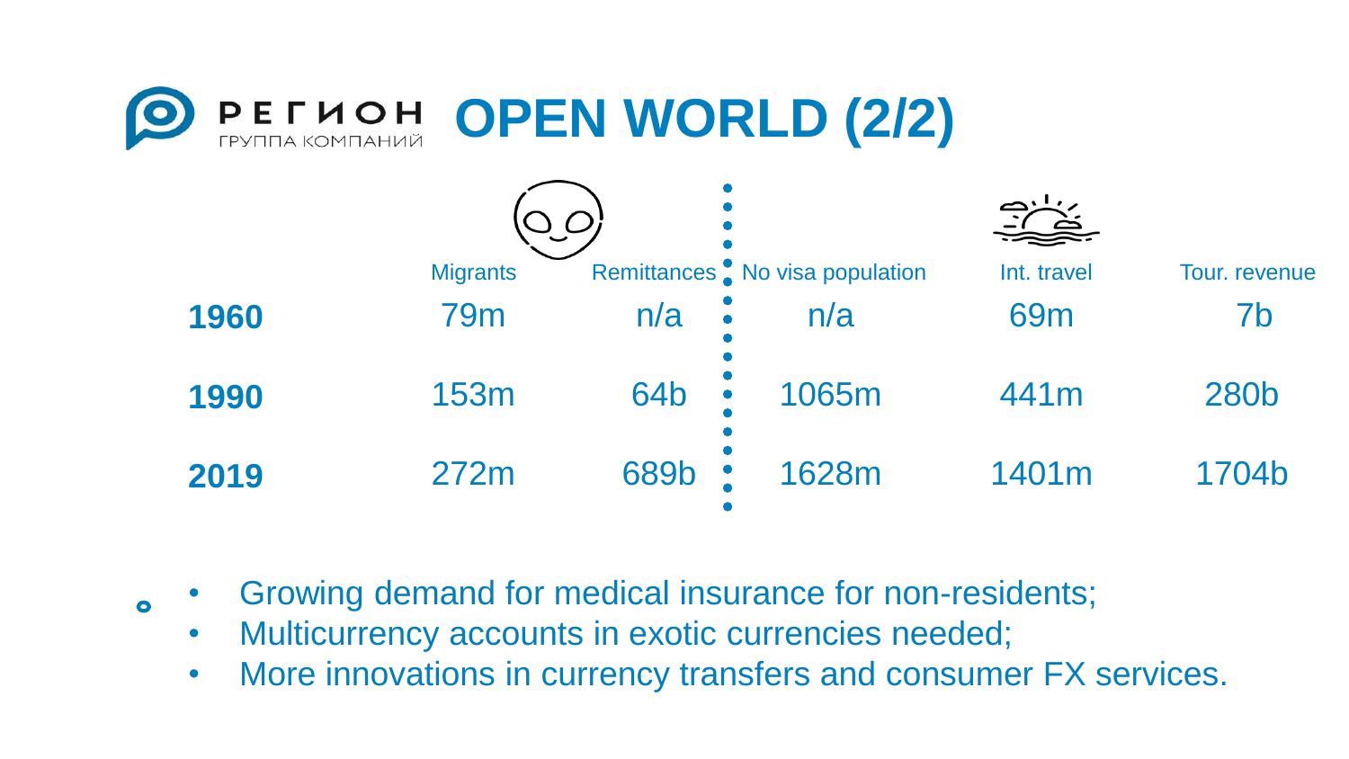# РЕГИОН ГРУППА КОМПАНИЙ OPEN WORLD (2/2)

| | Migrants | Remittances | No visa population | Int. travel | Tour. revenue |
|---|---|---|---|---|---|
| **1960** | 79m | n/a | n/a | 69m | 7b |
| **1990** | 153m | 64b | 1065m | 441m | 280b |
| **2019** | 272m | 689b | 1628m | 1401m | 1704b |

- Growing demand for medical insurance for non-residents;
- Multicurrency accounts in exotic currencies needed;
- More innovations in currency transfers and consumer FX services.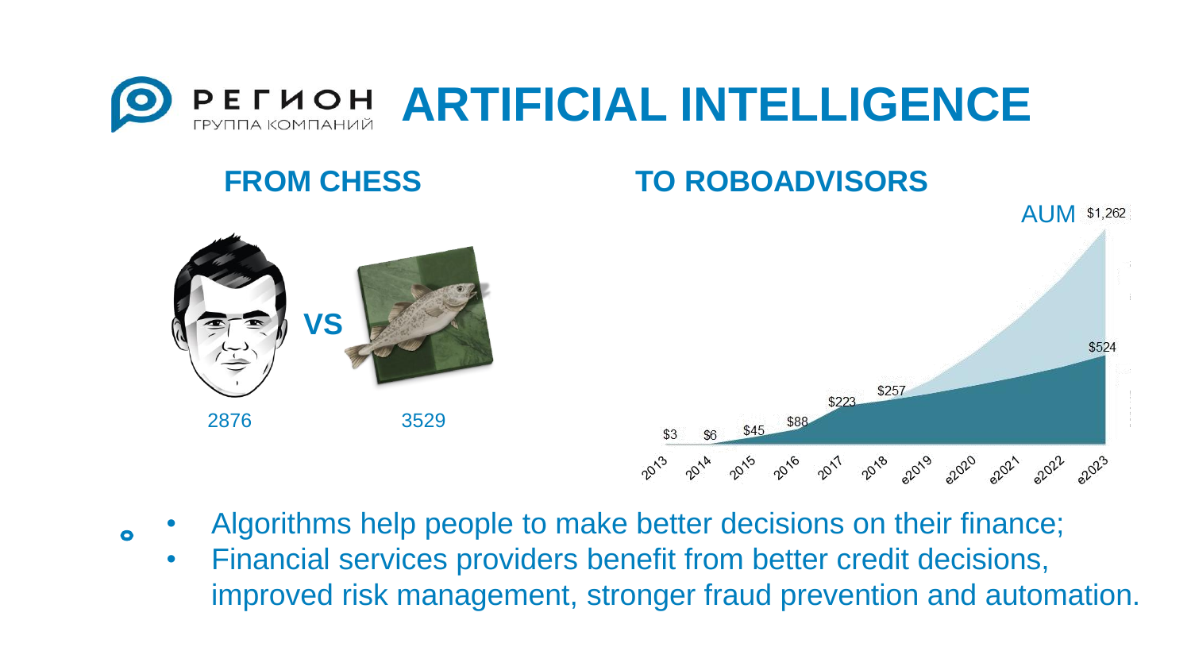# РЕГИОН ГРУППА КОМПАНИЙ ARTIFICIAL INTELLIGENCE

## FROM CHESS

VS

2876

3529

## TO ROBOADVISORS

AUM

$1,262

$524

$3 $6 $45 $88 $223 $257

2013 2014 2015 2016 2017 2018 e2019 e2020 e2021 e2022 e2023

- Algorithms help people to make better decisions on their finance;
- Financial services providers benefit from better credit decisions, improved risk management, stronger fraud prevention and automation.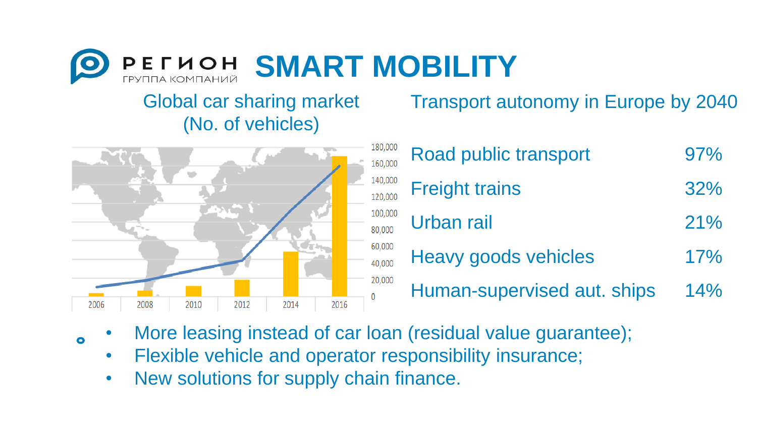# РЕГИОН ГРУППА КОМПАНИЙ SMART MOBILITY

## Global car sharing market (No. of vehicles)

## Transport autonomy in Europe by 2040

| | |
|---|---|
| Road public transport | 97% |
| Freight trains | 32% |
| Urban rail | 21% |
| Heavy goods vehicles | 17% |
| Human-supervised aut. ships | 14% |

- More leasing instead of car loan (residual value guarantee);
- Flexible vehicle and operator responsibility insurance;
- New solutions for supply chain finance.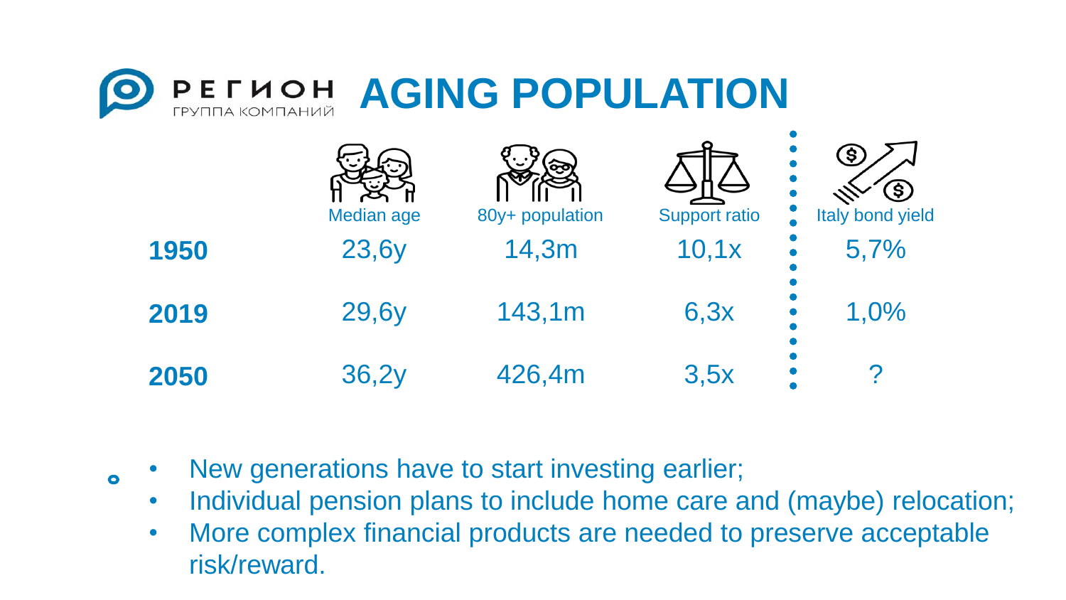# РЕГИОН ГРУППА КОМПАНИЙ AGING POPULATION

| | Median age | 80y+ population | Support ratio | Italy bond yield |
|---|---|---|---|---|
| **1950** | 23,6y | 14,3m | 10,1x | 5,7% |
| **2019** | 29,6y | 143,1m | 6,3x | 1,0% |
| **2050** | 36,2y | 426,4m | 3,5x | ? |

- New generations have to start investing earlier;
- Individual pension plans to include home care and (maybe) relocation;
- More complex financial products are needed to preserve acceptable risk/reward.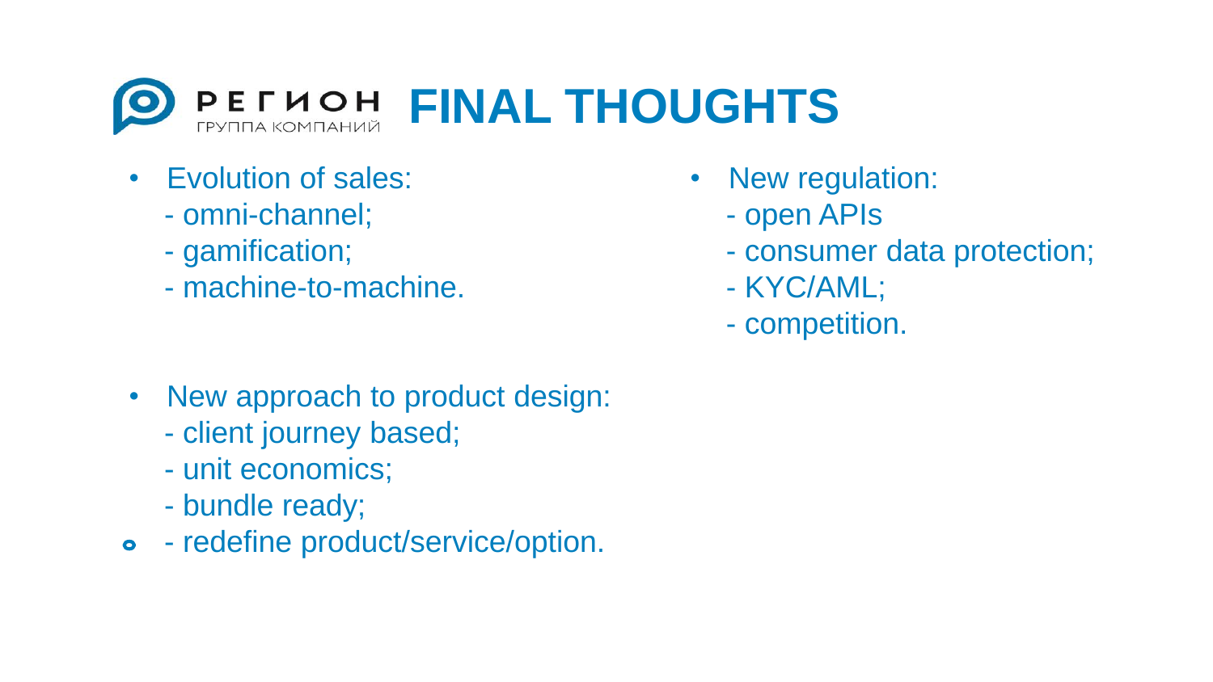# РЕГИОН ГРУППА КОМПАНИЙ FINAL THOUGHTS

- Evolution of sales:
  - omni-channel;
  - gamification;
  - machine-to-machine.

- New approach to product design:
  - client journey based;
  - unit economics;
  - bundle ready;
  - redefine product/service/option.

- New regulation:
  - open APIs
  - consumer data protection;
  - KYC/AML;
  - competition.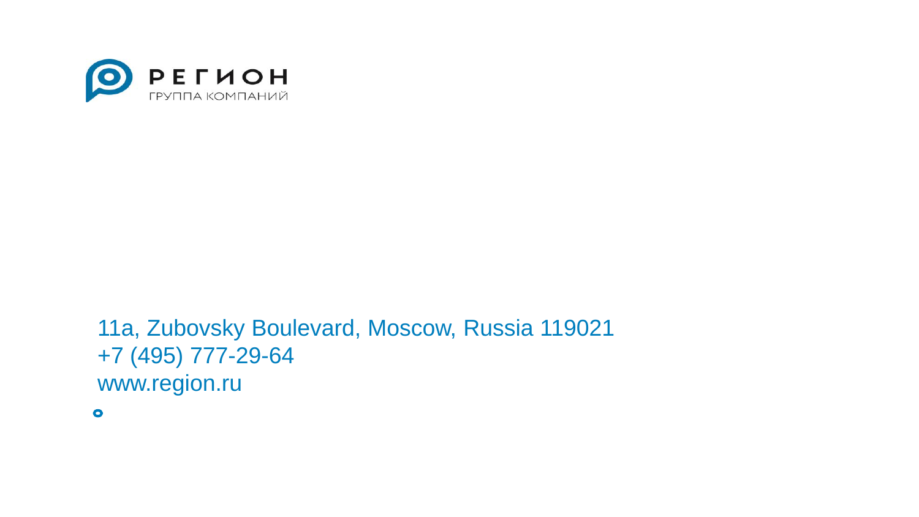РЕГИОН
ГРУППА КОМПАНИЙ

11a, Zubovsky Boulevard, Moscow, Russia 119021
+7 (495) 777-29-64
www.region.ru